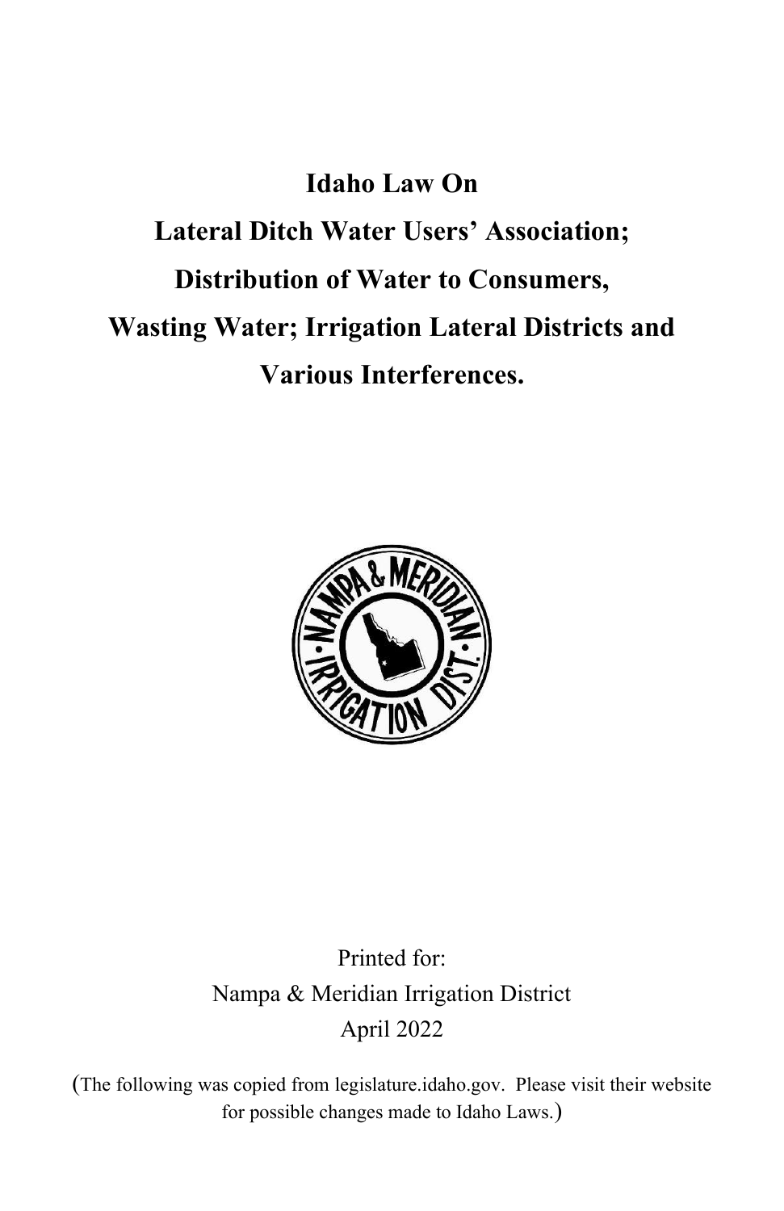# Idaho Law On Lateral Ditch Water Users' Association; Distribution of Water to Consumers, Wasting Water; Irrigation Lateral Districts and Various Interferences.

Printed for:
Nampa & Meridian Irrigation District
April 2022

(The following was copied from legislature.idaho.gov. Please visit their website for possible changes made to Idaho Laws.)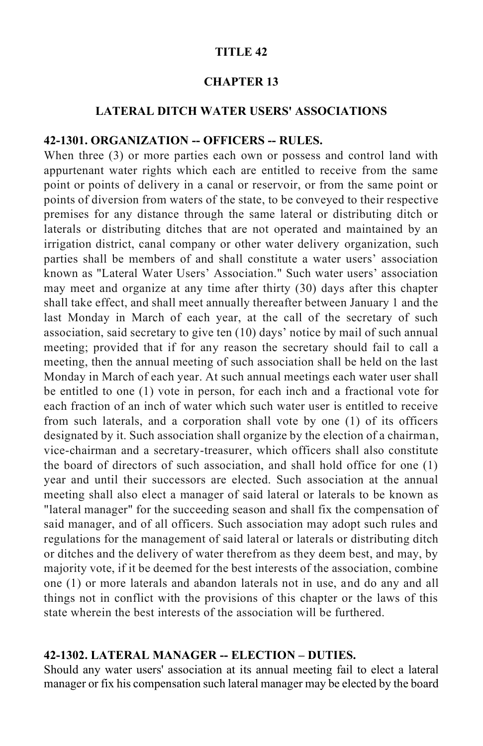# TITLE 42

## CHAPTER 13

### LATERAL DITCH WATER USERS' ASSOCIATIONS

**42-1301. ORGANIZATION -- OFFICERS -- RULES.**

When three (3) or more parties each own or possess and control land with appurtenant water rights which each are entitled to receive from the same point or points of delivery in a canal or reservoir, or from the same point or points of diversion from waters of the state, to be conveyed to their respective premises for any distance through the same lateral or distributing ditch or laterals or distributing ditches that are not operated and maintained by an irrigation district, canal company or other water delivery organization, such parties shall be members of and shall constitute a water users' association known as "Lateral Water Users' Association." Such water users' association may meet and organize at any time after thirty (30) days after this chapter shall take effect, and shall meet annually thereafter between January 1 and the last Monday in March of each year, at the call of the secretary of such association, said secretary to give ten (10) days' notice by mail of such annual meeting; provided that if for any reason the secretary should fail to call a meeting, then the annual meeting of such association shall be held on the last Monday in March of each year. At such annual meetings each water user shall be entitled to one (1) vote in person, for each inch and a fractional vote for each fraction of an inch of water which such water user is entitled to receive from such laterals, and a corporation shall vote by one (1) of its officers designated by it. Such association shall organize by the election of a chairman, vice-chairman and a secretary-treasurer, which officers shall also constitute the board of directors of such association, and shall hold office for one (1) year and until their successors are elected. Such association at the annual meeting shall also elect a manager of said lateral or laterals to be known as "lateral manager" for the succeeding season and shall fix the compensation of said manager, and of all officers. Such association may adopt such rules and regulations for the management of said lateral or laterals or distributing ditch or ditches and the delivery of water therefrom as they deem best, and may, by majority vote, if it be deemed for the best interests of the association, combine one (1) or more laterals and abandon laterals not in use, and do any and all things not in conflict with the provisions of this chapter or the laws of this state wherein the best interests of the association will be furthered.

**42-1302. LATERAL MANAGER -- ELECTION – DUTIES.**

Should any water users' association at its annual meeting fail to elect a lateral manager or fix his compensation such lateral manager may be elected by the board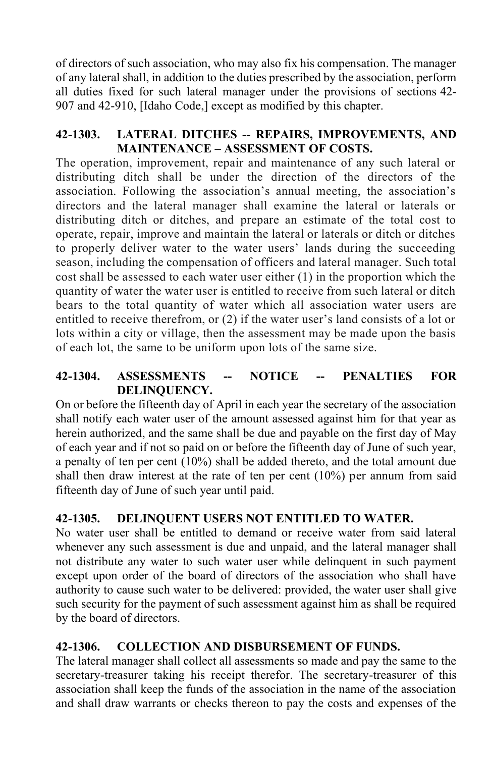of directors of such association, who may also fix his compensation. The manager of any lateral shall, in addition to the duties prescribed by the association, perform all duties fixed for such lateral manager under the provisions of sections 42-907 and 42-910, [Idaho Code,] except as modified by this chapter.

### 42-1303. LATERAL DITCHES -- REPAIRS, IMPROVEMENTS, AND MAINTENANCE – ASSESSMENT OF COSTS.

The operation, improvement, repair and maintenance of any such lateral or distributing ditch shall be under the direction of the directors of the association. Following the association's annual meeting, the association's directors and the lateral manager shall examine the lateral or laterals or distributing ditch or ditches, and prepare an estimate of the total cost to operate, repair, improve and maintain the lateral or laterals or ditch or ditches to properly deliver water to the water users' lands during the succeeding season, including the compensation of officers and lateral manager. Such total cost shall be assessed to each water user either (1) in the proportion which the quantity of water the water user is entitled to receive from such lateral or ditch bears to the total quantity of water which all association water users are entitled to receive therefrom, or (2) if the water user's land consists of a lot or lots within a city or village, then the assessment may be made upon the basis of each lot, the same to be uniform upon lots of the same size.

### 42-1304. ASSESSMENTS -- NOTICE -- PENALTIES FOR DELINQUENCY.

On or before the fifteenth day of April in each year the secretary of the association shall notify each water user of the amount assessed against him for that year as herein authorized, and the same shall be due and payable on the first day of May of each year and if not so paid on or before the fifteenth day of June of such year, a penalty of ten per cent (10%) shall be added thereto, and the total amount due shall then draw interest at the rate of ten per cent (10%) per annum from said fifteenth day of June of such year until paid.

### 42-1305. DELINQUENT USERS NOT ENTITLED TO WATER.

No water user shall be entitled to demand or receive water from said lateral whenever any such assessment is due and unpaid, and the lateral manager shall not distribute any water to such water user while delinquent in such payment except upon order of the board of directors of the association who shall have authority to cause such water to be delivered: provided, the water user shall give such security for the payment of such assessment against him as shall be required by the board of directors.

### 42-1306. COLLECTION AND DISBURSEMENT OF FUNDS.

The lateral manager shall collect all assessments so made and pay the same to the secretary-treasurer taking his receipt therefor. The secretary-treasurer of this association shall keep the funds of the association in the name of the association and shall draw warrants or checks thereon to pay the costs and expenses of the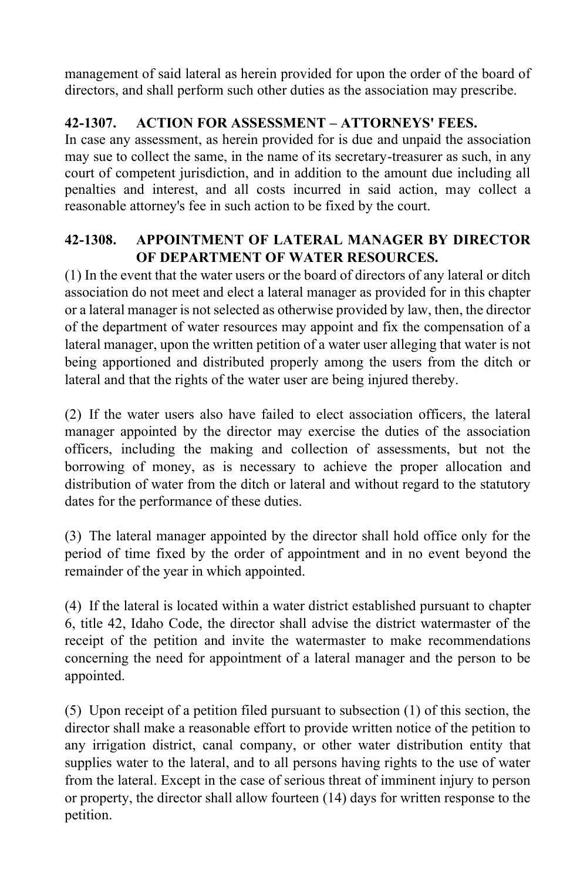management of said lateral as herein provided for upon the order of the board of directors, and shall perform such other duties as the association may prescribe.

### 42-1307. ACTION FOR ASSESSMENT – ATTORNEYS' FEES.

In case any assessment, as herein provided for is due and unpaid the association may sue to collect the same, in the name of its secretary-treasurer as such, in any court of competent jurisdiction, and in addition to the amount due including all penalties and interest, and all costs incurred in said action, may collect a reasonable attorney's fee in such action to be fixed by the court.

### 42-1308. APPOINTMENT OF LATERAL MANAGER BY DIRECTOR OF DEPARTMENT OF WATER RESOURCES.

(1) In the event that the water users or the board of directors of any lateral or ditch association do not meet and elect a lateral manager as provided for in this chapter or a lateral manager is not selected as otherwise provided by law, then, the director of the department of water resources may appoint and fix the compensation of a lateral manager, upon the written petition of a water user alleging that water is not being apportioned and distributed properly among the users from the ditch or lateral and that the rights of the water user are being injured thereby.

(2) If the water users also have failed to elect association officers, the lateral manager appointed by the director may exercise the duties of the association officers, including the making and collection of assessments, but not the borrowing of money, as is necessary to achieve the proper allocation and distribution of water from the ditch or lateral and without regard to the statutory dates for the performance of these duties.

(3) The lateral manager appointed by the director shall hold office only for the period of time fixed by the order of appointment and in no event beyond the remainder of the year in which appointed.

(4) If the lateral is located within a water district established pursuant to chapter 6, title 42, Idaho Code, the director shall advise the district watermaster of the receipt of the petition and invite the watermaster to make recommendations concerning the need for appointment of a lateral manager and the person to be appointed.

(5) Upon receipt of a petition filed pursuant to subsection (1) of this section, the director shall make a reasonable effort to provide written notice of the petition to any irrigation district, canal company, or other water distribution entity that supplies water to the lateral, and to all persons having rights to the use of water from the lateral. Except in the case of serious threat of imminent injury to person or property, the director shall allow fourteen (14) days for written response to the petition.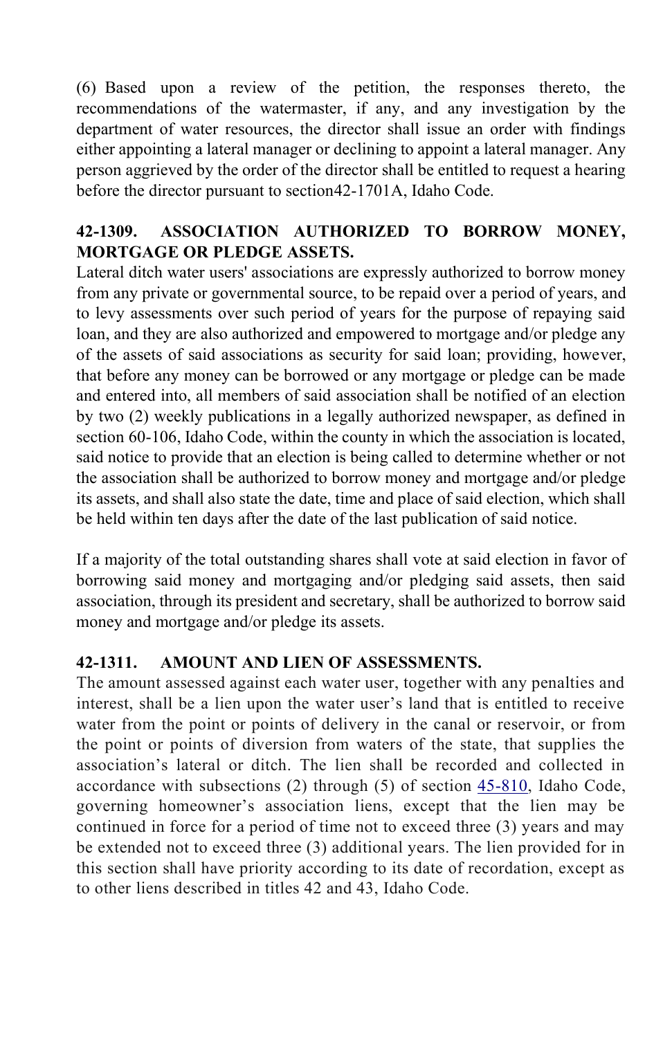(6) Based upon a review of the petition, the responses thereto, the recommendations of the watermaster, if any, and any investigation by the department of water resources, the director shall issue an order with findings either appointing a lateral manager or declining to appoint a lateral manager. Any person aggrieved by the order of the director shall be entitled to request a hearing before the director pursuant to section42-1701A, Idaho Code.

### 42-1309. ASSOCIATION AUTHORIZED TO BORROW MONEY, MORTGAGE OR PLEDGE ASSETS.

Lateral ditch water users' associations are expressly authorized to borrow money from any private or governmental source, to be repaid over a period of years, and to levy assessments over such period of years for the purpose of repaying said loan, and they are also authorized and empowered to mortgage and/or pledge any of the assets of said associations as security for said loan; providing, however, that before any money can be borrowed or any mortgage or pledge can be made and entered into, all members of said association shall be notified of an election by two (2) weekly publications in a legally authorized newspaper, as defined in section 60-106, Idaho Code, within the county in which the association is located, said notice to provide that an election is being called to determine whether or not the association shall be authorized to borrow money and mortgage and/or pledge its assets, and shall also state the date, time and place of said election, which shall be held within ten days after the date of the last publication of said notice.

If a majority of the total outstanding shares shall vote at said election in favor of borrowing said money and mortgaging and/or pledging said assets, then said association, through its president and secretary, shall be authorized to borrow said money and mortgage and/or pledge its assets.

### 42-1311. AMOUNT AND LIEN OF ASSESSMENTS.

The amount assessed against each water user, together with any penalties and interest, shall be a lien upon the water user's land that is entitled to receive water from the point or points of delivery in the canal or reservoir, or from the point or points of diversion from waters of the state, that supplies the association's lateral or ditch. The lien shall be recorded and collected in accordance with subsections (2) through (5) of section 45-810, Idaho Code, governing homeowner's association liens, except that the lien may be continued in force for a period of time not to exceed three (3) years and may be extended not to exceed three (3) additional years. The lien provided for in this section shall have priority according to its date of recordation, except as to other liens described in titles 42 and 43, Idaho Code.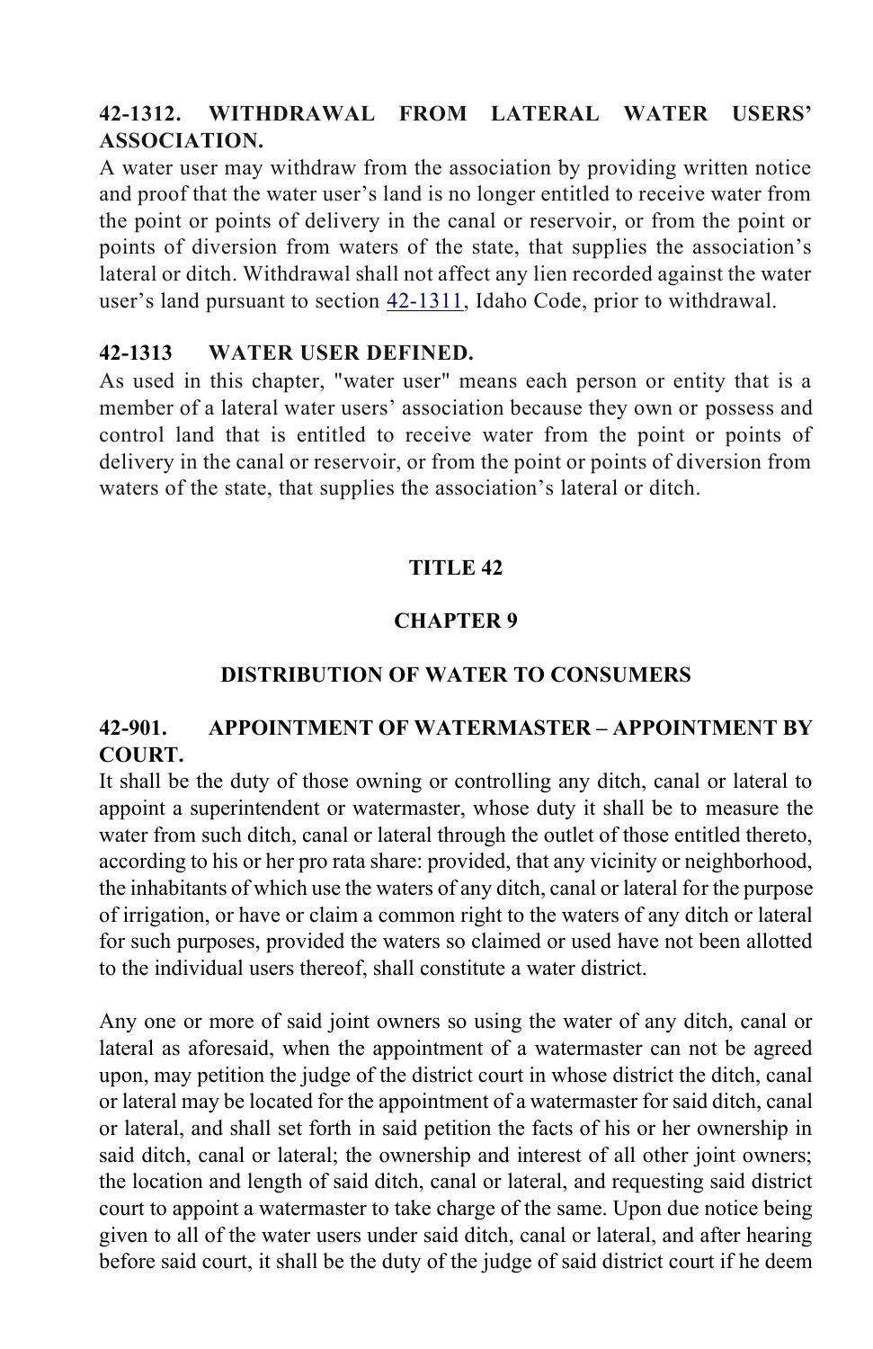**42-1312. WITHDRAWAL FROM LATERAL WATER USERS' ASSOCIATION.**
A water user may withdraw from the association by providing written notice and proof that the water user's land is no longer entitled to receive water from the point or points of delivery in the canal or reservoir, or from the point or points of diversion from waters of the state, that supplies the association's lateral or ditch. Withdrawal shall not affect any lien recorded against the water user's land pursuant to section 42-1311, Idaho Code, prior to withdrawal.

**42-1313 WATER USER DEFINED.**
As used in this chapter, "water user" means each person or entity that is a member of a lateral water users' association because they own or possess and control land that is entitled to receive water from the point or points of delivery in the canal or reservoir, or from the point or points of diversion from waters of the state, that supplies the association's lateral or ditch.

# TITLE 42

## CHAPTER 9

## DISTRIBUTION OF WATER TO CONSUMERS

**42-901. APPOINTMENT OF WATERMASTER – APPOINTMENT BY COURT.**
It shall be the duty of those owning or controlling any ditch, canal or lateral to appoint a superintendent or watermaster, whose duty it shall be to measure the water from such ditch, canal or lateral through the outlet of those entitled thereto, according to his or her pro rata share: provided, that any vicinity or neighborhood, the inhabitants of which use the waters of any ditch, canal or lateral for the purpose of irrigation, or have or claim a common right to the waters of any ditch or lateral for such purposes, provided the waters so claimed or used have not been allotted to the individual users thereof, shall constitute a water district.

Any one or more of said joint owners so using the water of any ditch, canal or lateral as aforesaid, when the appointment of a watermaster can not be agreed upon, may petition the judge of the district court in whose district the ditch, canal or lateral may be located for the appointment of a watermaster for said ditch, canal or lateral, and shall set forth in said petition the facts of his or her ownership in said ditch, canal or lateral; the ownership and interest of all other joint owners; the location and length of said ditch, canal or lateral, and requesting said district court to appoint a watermaster to take charge of the same. Upon due notice being given to all of the water users under said ditch, canal or lateral, and after hearing before said court, it shall be the duty of the judge of said district court if he deem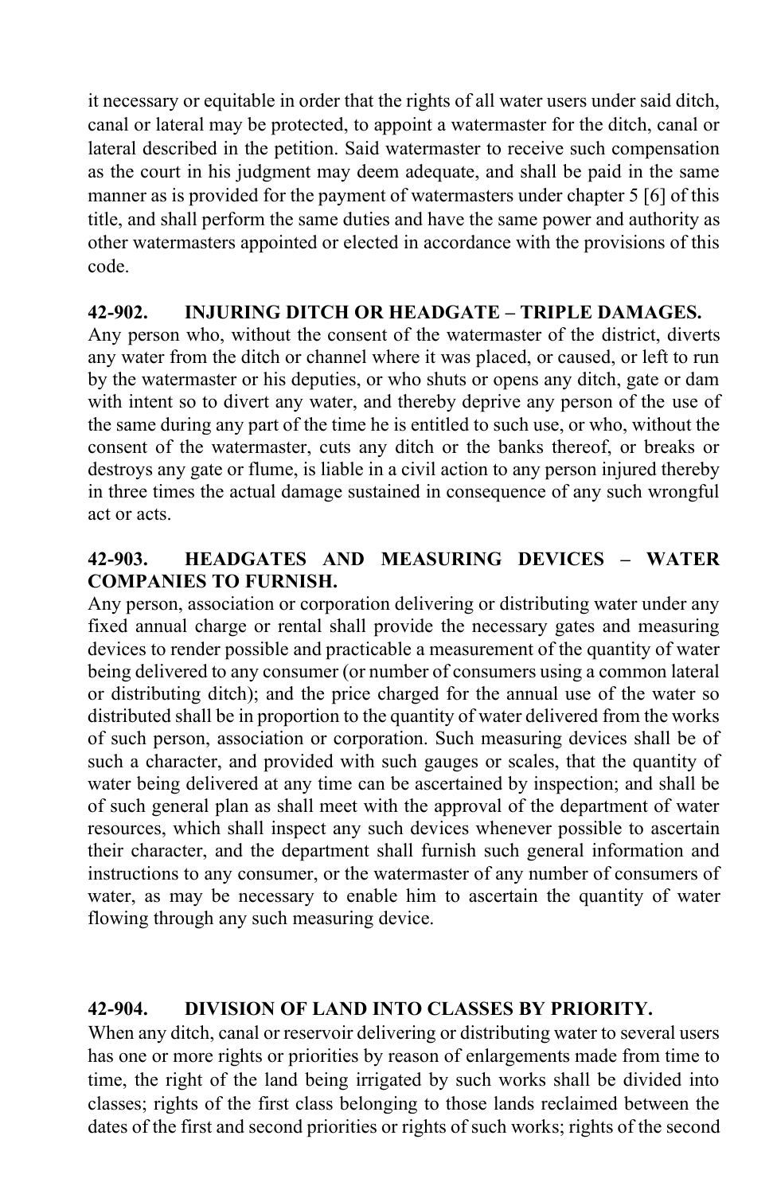it necessary or equitable in order that the rights of all water users under said ditch, canal or lateral may be protected, to appoint a watermaster for the ditch, canal or lateral described in the petition. Said watermaster to receive such compensation as the court in his judgment may deem adequate, and shall be paid in the same manner as is provided for the payment of watermasters under chapter 5 [6] of this title, and shall perform the same duties and have the same power and authority as other watermasters appointed or elected in accordance with the provisions of this code.

**42-902. INJURING DITCH OR HEADGATE – TRIPLE DAMAGES.**
Any person who, without the consent of the watermaster of the district, diverts any water from the ditch or channel where it was placed, or caused, or left to run by the watermaster or his deputies, or who shuts or opens any ditch, gate or dam with intent so to divert any water, and thereby deprive any person of the use of the same during any part of the time he is entitled to such use, or who, without the consent of the watermaster, cuts any ditch or the banks thereof, or breaks or destroys any gate or flume, is liable in a civil action to any person injured thereby in three times the actual damage sustained in consequence of any such wrongful act or acts.

**42-903. HEADGATES AND MEASURING DEVICES – WATER COMPANIES TO FURNISH.**
Any person, association or corporation delivering or distributing water under any fixed annual charge or rental shall provide the necessary gates and measuring devices to render possible and practicable a measurement of the quantity of water being delivered to any consumer (or number of consumers using a common lateral or distributing ditch); and the price charged for the annual use of the water so distributed shall be in proportion to the quantity of water delivered from the works of such person, association or corporation. Such measuring devices shall be of such a character, and provided with such gauges or scales, that the quantity of water being delivered at any time can be ascertained by inspection; and shall be of such general plan as shall meet with the approval of the department of water resources, which shall inspect any such devices whenever possible to ascertain their character, and the department shall furnish such general information and instructions to any consumer, or the watermaster of any number of consumers of water, as may be necessary to enable him to ascertain the quantity of water flowing through any such measuring device.

**42-904. DIVISION OF LAND INTO CLASSES BY PRIORITY.**
When any ditch, canal or reservoir delivering or distributing water to several users has one or more rights or priorities by reason of enlargements made from time to time, the right of the land being irrigated by such works shall be divided into classes; rights of the first class belonging to those lands reclaimed between the dates of the first and second priorities or rights of such works; rights of the second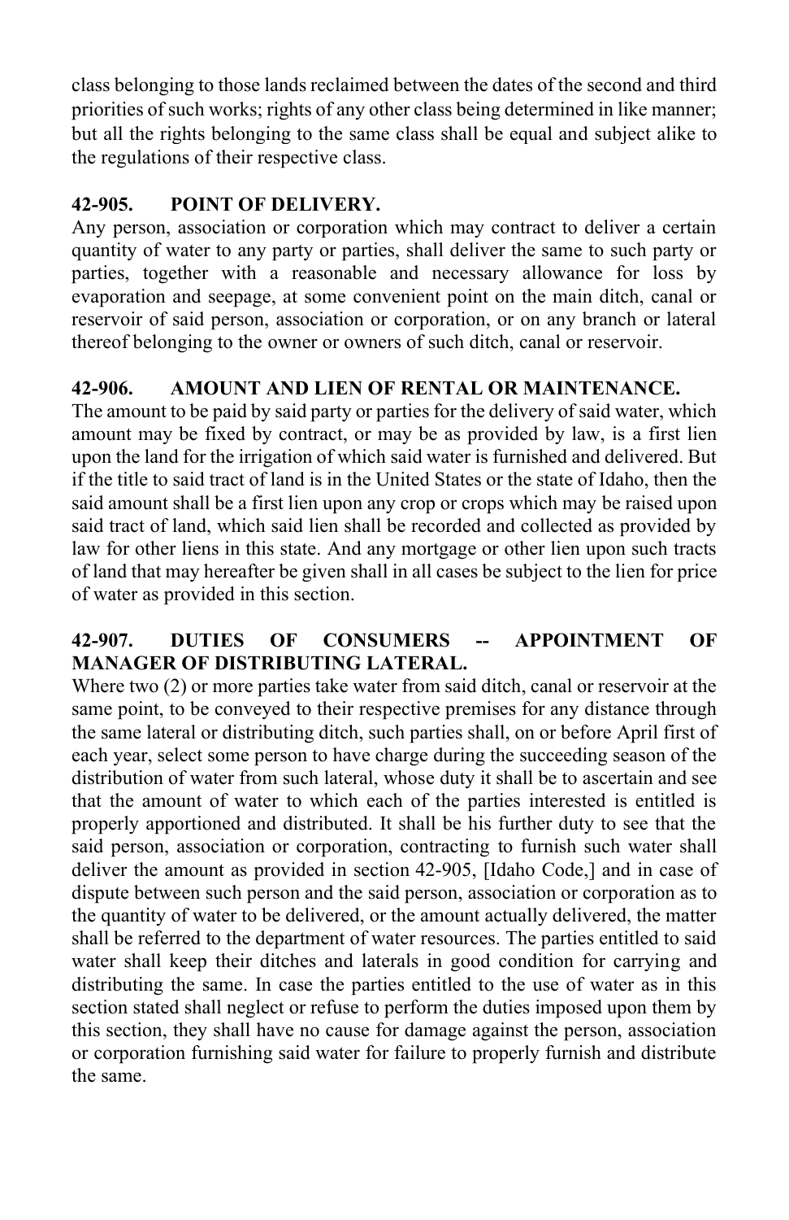class belonging to those lands reclaimed between the dates of the second and third priorities of such works; rights of any other class being determined in like manner; but all the rights belonging to the same class shall be equal and subject alike to the regulations of their respective class.

### 42-905. POINT OF DELIVERY.

Any person, association or corporation which may contract to deliver a certain quantity of water to any party or parties, shall deliver the same to such party or parties, together with a reasonable and necessary allowance for loss by evaporation and seepage, at some convenient point on the main ditch, canal or reservoir of said person, association or corporation, or on any branch or lateral thereof belonging to the owner or owners of such ditch, canal or reservoir.

### 42-906. AMOUNT AND LIEN OF RENTAL OR MAINTENANCE.

The amount to be paid by said party or parties for the delivery of said water, which amount may be fixed by contract, or may be as provided by law, is a first lien upon the land for the irrigation of which said water is furnished and delivered. But if the title to said tract of land is in the United States or the state of Idaho, then the said amount shall be a first lien upon any crop or crops which may be raised upon said tract of land, which said lien shall be recorded and collected as provided by law for other liens in this state. And any mortgage or other lien upon such tracts of land that may hereafter be given shall in all cases be subject to the lien for price of water as provided in this section.

### 42-907. DUTIES OF CONSUMERS -- APPOINTMENT OF MANAGER OF DISTRIBUTING LATERAL.

Where two (2) or more parties take water from said ditch, canal or reservoir at the same point, to be conveyed to their respective premises for any distance through the same lateral or distributing ditch, such parties shall, on or before April first of each year, select some person to have charge during the succeeding season of the distribution of water from such lateral, whose duty it shall be to ascertain and see that the amount of water to which each of the parties interested is entitled is properly apportioned and distributed. It shall be his further duty to see that the said person, association or corporation, contracting to furnish such water shall deliver the amount as provided in section 42-905, [Idaho Code,] and in case of dispute between such person and the said person, association or corporation as to the quantity of water to be delivered, or the amount actually delivered, the matter shall be referred to the department of water resources. The parties entitled to said water shall keep their ditches and laterals in good condition for carrying and distributing the same. In case the parties entitled to the use of water as in this section stated shall neglect or refuse to perform the duties imposed upon them by this section, they shall have no cause for damage against the person, association or corporation furnishing said water for failure to properly furnish and distribute the same.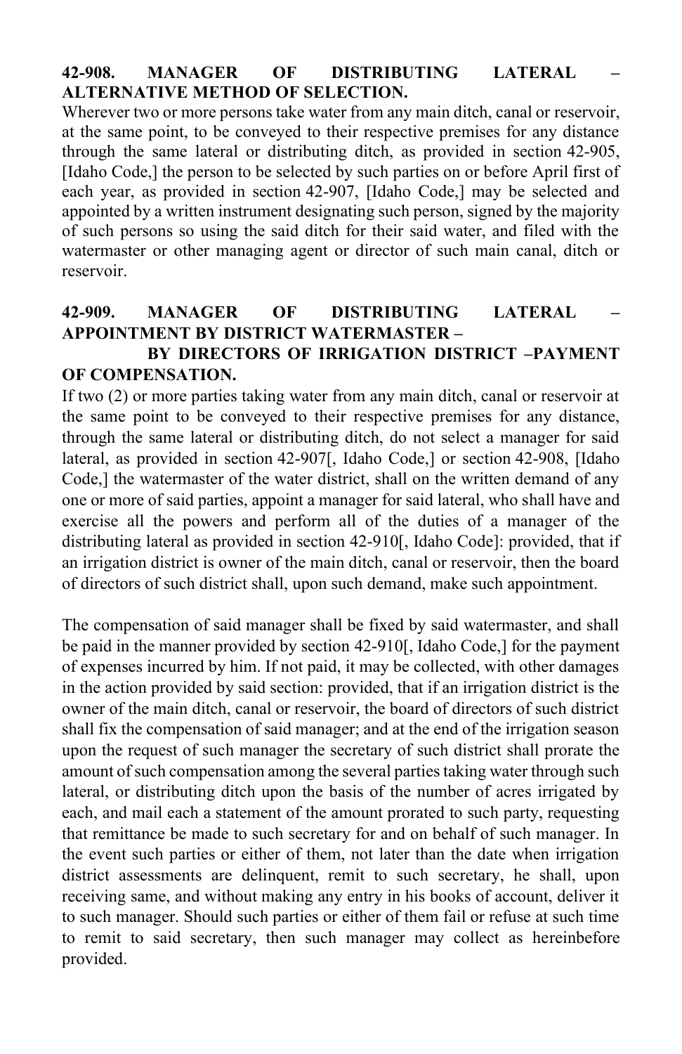**42-908. MANAGER OF DISTRIBUTING LATERAL – ALTERNATIVE METHOD OF SELECTION.**

Wherever two or more persons take water from any main ditch, canal or reservoir, at the same point, to be conveyed to their respective premises for any distance through the same lateral or distributing ditch, as provided in section 42-905, [Idaho Code,] the person to be selected by such parties on or before April first of each year, as provided in section 42-907, [Idaho Code,] may be selected and appointed by a written instrument designating such person, signed by the majority of such persons so using the said ditch for their said water, and filed with the watermaster or other managing agent or director of such main canal, ditch or reservoir.

**42-909. MANAGER OF DISTRIBUTING LATERAL – APPOINTMENT BY DISTRICT WATERMASTER – BY DIRECTORS OF IRRIGATION DISTRICT –PAYMENT OF COMPENSATION.**

If two (2) or more parties taking water from any main ditch, canal or reservoir at the same point to be conveyed to their respective premises for any distance, through the same lateral or distributing ditch, do not select a manager for said lateral, as provided in section 42-907[, Idaho Code,] or section 42-908, [Idaho Code,] the watermaster of the water district, shall on the written demand of any one or more of said parties, appoint a manager for said lateral, who shall have and exercise all the powers and perform all of the duties of a manager of the distributing lateral as provided in section 42-910[, Idaho Code]: provided, that if an irrigation district is owner of the main ditch, canal or reservoir, then the board of directors of such district shall, upon such demand, make such appointment.

The compensation of said manager shall be fixed by said watermaster, and shall be paid in the manner provided by section 42-910[, Idaho Code,] for the payment of expenses incurred by him. If not paid, it may be collected, with other damages in the action provided by said section: provided, that if an irrigation district is the owner of the main ditch, canal or reservoir, the board of directors of such district shall fix the compensation of said manager; and at the end of the irrigation season upon the request of such manager the secretary of such district shall prorate the amount of such compensation among the several parties taking water through such lateral, or distributing ditch upon the basis of the number of acres irrigated by each, and mail each a statement of the amount prorated to such party, requesting that remittance be made to such secretary for and on behalf of such manager. In the event such parties or either of them, not later than the date when irrigation district assessments are delinquent, remit to such secretary, he shall, upon receiving same, and without making any entry in his books of account, deliver it to such manager. Should such parties or either of them fail or refuse at such time to remit to said secretary, then such manager may collect as hereinbefore provided.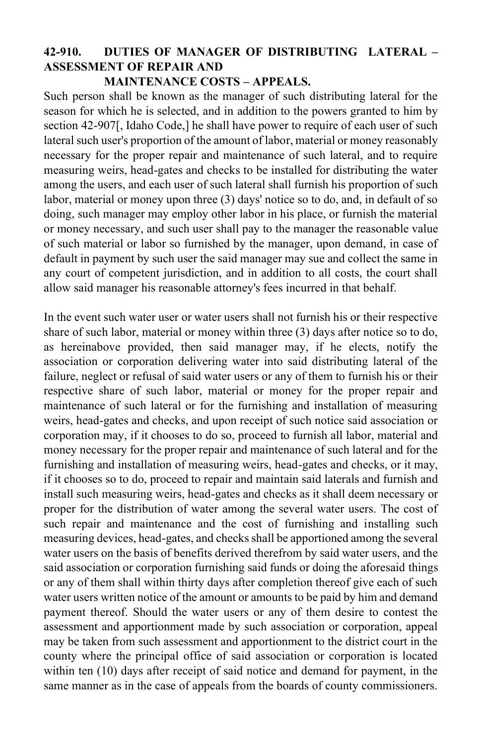**42-910. DUTIES OF MANAGER OF DISTRIBUTING LATERAL – ASSESSMENT OF REPAIR AND MAINTENANCE COSTS – APPEALS.**

Such person shall be known as the manager of such distributing lateral for the season for which he is selected, and in addition to the powers granted to him by section 42-907[, Idaho Code,] he shall have power to require of each user of such lateral such user's proportion of the amount of labor, material or money reasonably necessary for the proper repair and maintenance of such lateral, and to require measuring weirs, head-gates and checks to be installed for distributing the water among the users, and each user of such lateral shall furnish his proportion of such labor, material or money upon three (3) days' notice so to do, and, in default of so doing, such manager may employ other labor in his place, or furnish the material or money necessary, and such user shall pay to the manager the reasonable value of such material or labor so furnished by the manager, upon demand, in case of default in payment by such user the said manager may sue and collect the same in any court of competent jurisdiction, and in addition to all costs, the court shall allow said manager his reasonable attorney's fees incurred in that behalf.

In the event such water user or water users shall not furnish his or their respective share of such labor, material or money within three (3) days after notice so to do, as hereinabove provided, then said manager may, if he elects, notify the association or corporation delivering water into said distributing lateral of the failure, neglect or refusal of said water users or any of them to furnish his or their respective share of such labor, material or money for the proper repair and maintenance of such lateral or for the furnishing and installation of measuring weirs, head-gates and checks, and upon receipt of such notice said association or corporation may, if it chooses to do so, proceed to furnish all labor, material and money necessary for the proper repair and maintenance of such lateral and for the furnishing and installation of measuring weirs, head-gates and checks, or it may, if it chooses so to do, proceed to repair and maintain said laterals and furnish and install such measuring weirs, head-gates and checks as it shall deem necessary or proper for the distribution of water among the several water users. The cost of such repair and maintenance and the cost of furnishing and installing such measuring devices, head-gates, and checks shall be apportioned among the several water users on the basis of benefits derived therefrom by said water users, and the said association or corporation furnishing said funds or doing the aforesaid things or any of them shall within thirty days after completion thereof give each of such water users written notice of the amount or amounts to be paid by him and demand payment thereof. Should the water users or any of them desire to contest the assessment and apportionment made by such association or corporation, appeal may be taken from such assessment and apportionment to the district court in the county where the principal office of said association or corporation is located within ten (10) days after receipt of said notice and demand for payment, in the same manner as in the case of appeals from the boards of county commissioners.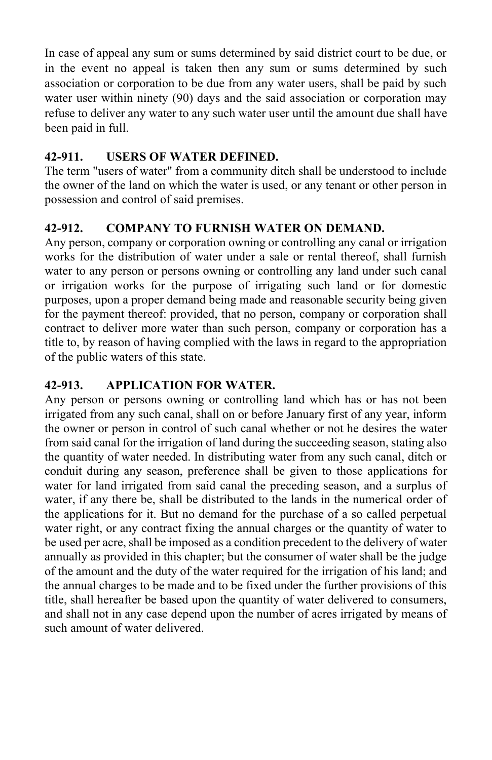In case of appeal any sum or sums determined by said district court to be due, or in the event no appeal is taken then any sum or sums determined by such association or corporation to be due from any water users, shall be paid by such water user within ninety (90) days and the said association or corporation may refuse to deliver any water to any such water user until the amount due shall have been paid in full.

**42-911. USERS OF WATER DEFINED.**

The term "users of water" from a community ditch shall be understood to include the owner of the land on which the water is used, or any tenant or other person in possession and control of said premises.

**42-912. COMPANY TO FURNISH WATER ON DEMAND.**

Any person, company or corporation owning or controlling any canal or irrigation works for the distribution of water under a sale or rental thereof, shall furnish water to any person or persons owning or controlling any land under such canal or irrigation works for the purpose of irrigating such land or for domestic purposes, upon a proper demand being made and reasonable security being given for the payment thereof: provided, that no person, company or corporation shall contract to deliver more water than such person, company or corporation has a title to, by reason of having complied with the laws in regard to the appropriation of the public waters of this state.

**42-913. APPLICATION FOR WATER.**

Any person or persons owning or controlling land which has or has not been irrigated from any such canal, shall on or before January first of any year, inform the owner or person in control of such canal whether or not he desires the water from said canal for the irrigation of land during the succeeding season, stating also the quantity of water needed. In distributing water from any such canal, ditch or conduit during any season, preference shall be given to those applications for water for land irrigated from said canal the preceding season, and a surplus of water, if any there be, shall be distributed to the lands in the numerical order of the applications for it. But no demand for the purchase of a so called perpetual water right, or any contract fixing the annual charges or the quantity of water to be used per acre, shall be imposed as a condition precedent to the delivery of water annually as provided in this chapter; but the consumer of water shall be the judge of the amount and the duty of the water required for the irrigation of his land; and the annual charges to be made and to be fixed under the further provisions of this title, shall hereafter be based upon the quantity of water delivered to consumers, and shall not in any case depend upon the number of acres irrigated by means of such amount of water delivered.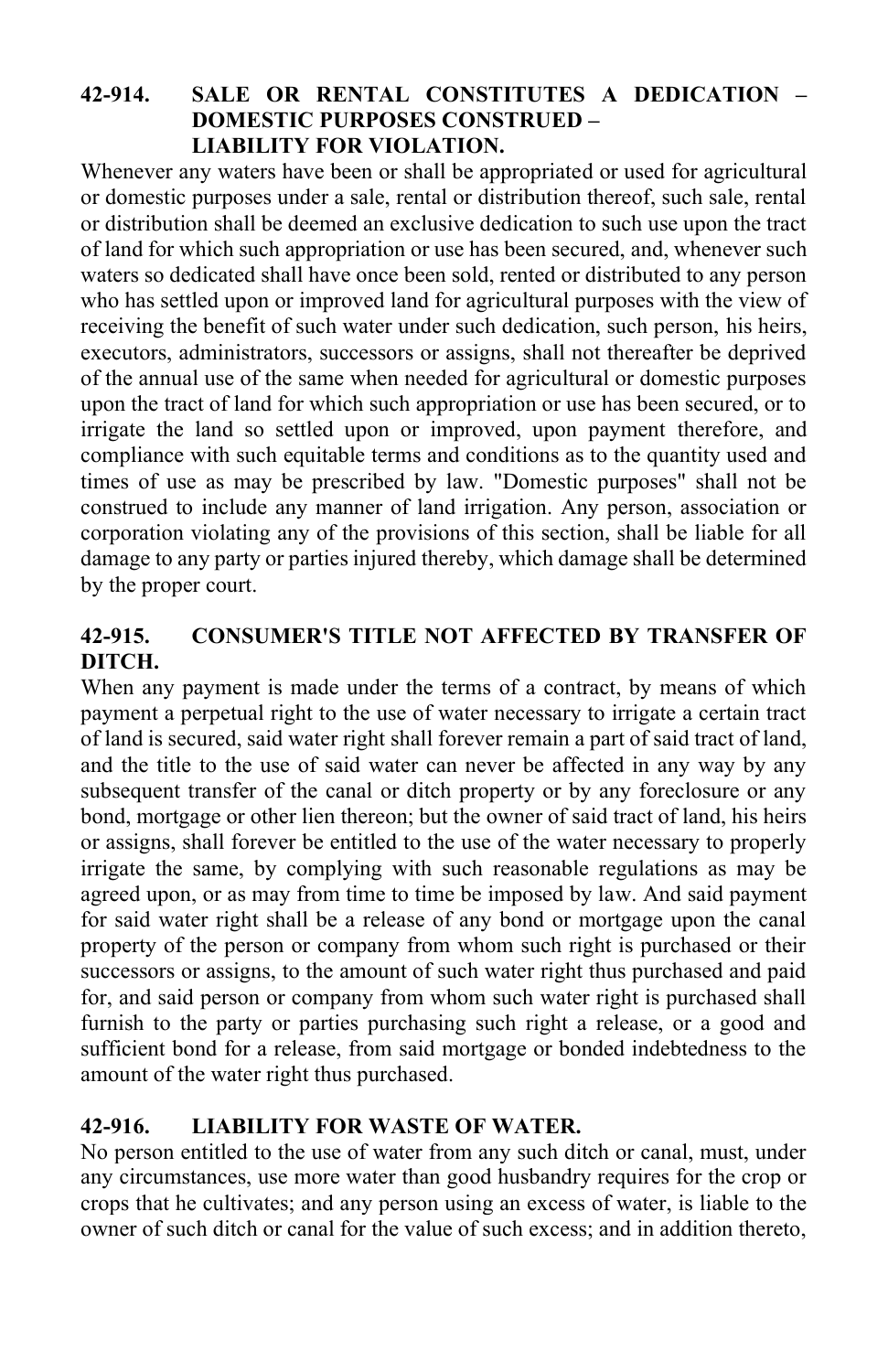### 42-914. SALE OR RENTAL CONSTITUTES A DEDICATION – DOMESTIC PURPOSES CONSTRUED – LIABILITY FOR VIOLATION.

Whenever any waters have been or shall be appropriated or used for agricultural or domestic purposes under a sale, rental or distribution thereof, such sale, rental or distribution shall be deemed an exclusive dedication to such use upon the tract of land for which such appropriation or use has been secured, and, whenever such waters so dedicated shall have once been sold, rented or distributed to any person who has settled upon or improved land for agricultural purposes with the view of receiving the benefit of such water under such dedication, such person, his heirs, executors, administrators, successors or assigns, shall not thereafter be deprived of the annual use of the same when needed for agricultural or domestic purposes upon the tract of land for which such appropriation or use has been secured, or to irrigate the land so settled upon or improved, upon payment therefore, and compliance with such equitable terms and conditions as to the quantity used and times of use as may be prescribed by law. "Domestic purposes" shall not be construed to include any manner of land irrigation. Any person, association or corporation violating any of the provisions of this section, shall be liable for all damage to any party or parties injured thereby, which damage shall be determined by the proper court.

### 42-915. CONSUMER'S TITLE NOT AFFECTED BY TRANSFER OF DITCH.

When any payment is made under the terms of a contract, by means of which payment a perpetual right to the use of water necessary to irrigate a certain tract of land is secured, said water right shall forever remain a part of said tract of land, and the title to the use of said water can never be affected in any way by any subsequent transfer of the canal or ditch property or by any foreclosure or any bond, mortgage or other lien thereon; but the owner of said tract of land, his heirs or assigns, shall forever be entitled to the use of the water necessary to properly irrigate the same, by complying with such reasonable regulations as may be agreed upon, or as may from time to time be imposed by law. And said payment for said water right shall be a release of any bond or mortgage upon the canal property of the person or company from whom such right is purchased or their successors or assigns, to the amount of such water right thus purchased and paid for, and said person or company from whom such water right is purchased shall furnish to the party or parties purchasing such right a release, or a good and sufficient bond for a release, from said mortgage or bonded indebtedness to the amount of the water right thus purchased.

### 42-916. LIABILITY FOR WASTE OF WATER.

No person entitled to the use of water from any such ditch or canal, must, under any circumstances, use more water than good husbandry requires for the crop or crops that he cultivates; and any person using an excess of water, is liable to the owner of such ditch or canal for the value of such excess; and in addition thereto,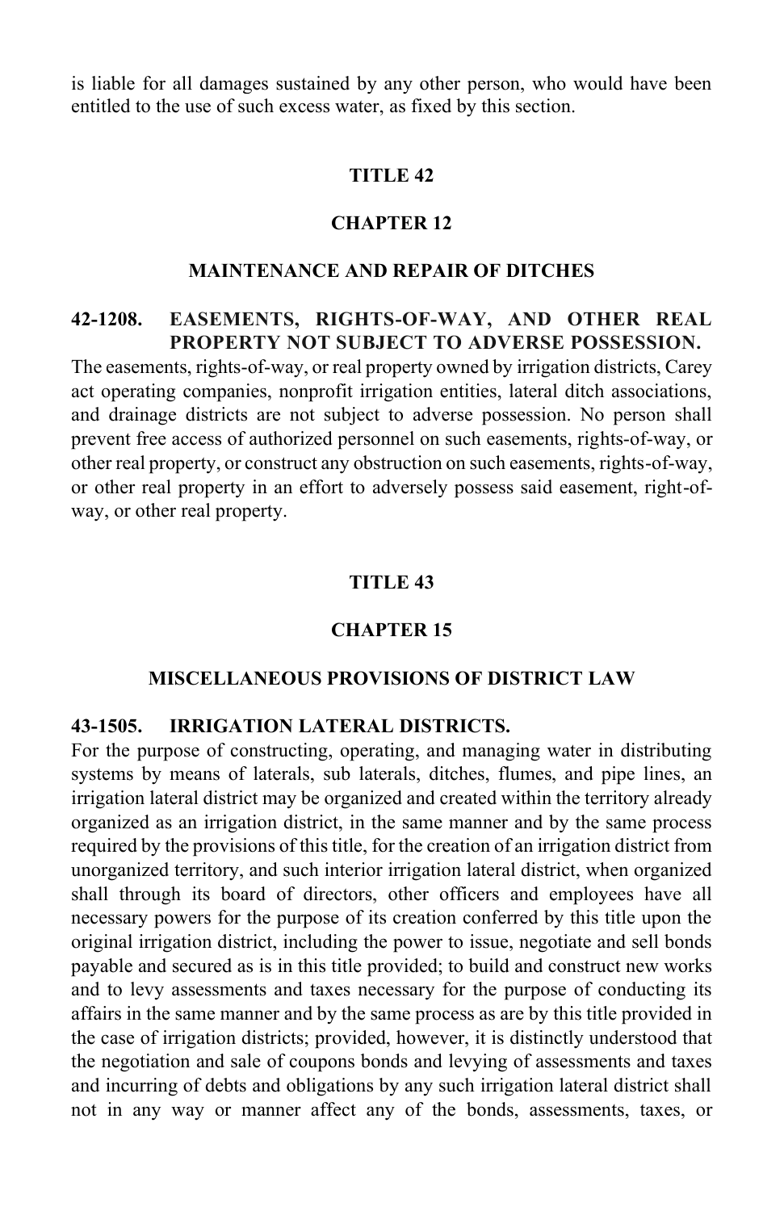is liable for all damages sustained by any other person, who would have been entitled to the use of such excess water, as fixed by this section.

## TITLE 42

## CHAPTER 12

## MAINTENANCE AND REPAIR OF DITCHES

### 42-1208. EASEMENTS, RIGHTS-OF-WAY, AND OTHER REAL PROPERTY NOT SUBJECT TO ADVERSE POSSESSION.

The easements, rights-of-way, or real property owned by irrigation districts, Carey act operating companies, nonprofit irrigation entities, lateral ditch associations, and drainage districts are not subject to adverse possession. No person shall prevent free access of authorized personnel on such easements, rights-of-way, or other real property, or construct any obstruction on such easements, rights-of-way, or other real property in an effort to adversely possess said easement, right-of-way, or other real property.

## TITLE 43

## CHAPTER 15

## MISCELLANEOUS PROVISIONS OF DISTRICT LAW

### 43-1505. IRRIGATION LATERAL DISTRICTS.

For the purpose of constructing, operating, and managing water in distributing systems by means of laterals, sub laterals, ditches, flumes, and pipe lines, an irrigation lateral district may be organized and created within the territory already organized as an irrigation district, in the same manner and by the same process required by the provisions of this title, for the creation of an irrigation district from unorganized territory, and such interior irrigation lateral district, when organized shall through its board of directors, other officers and employees have all necessary powers for the purpose of its creation conferred by this title upon the original irrigation district, including the power to issue, negotiate and sell bonds payable and secured as is in this title provided; to build and construct new works and to levy assessments and taxes necessary for the purpose of conducting its affairs in the same manner and by the same process as are by this title provided in the case of irrigation districts; provided, however, it is distinctly understood that the negotiation and sale of coupons bonds and levying of assessments and taxes and incurring of debts and obligations by any such irrigation lateral district shall not in any way or manner affect any of the bonds, assessments, taxes, or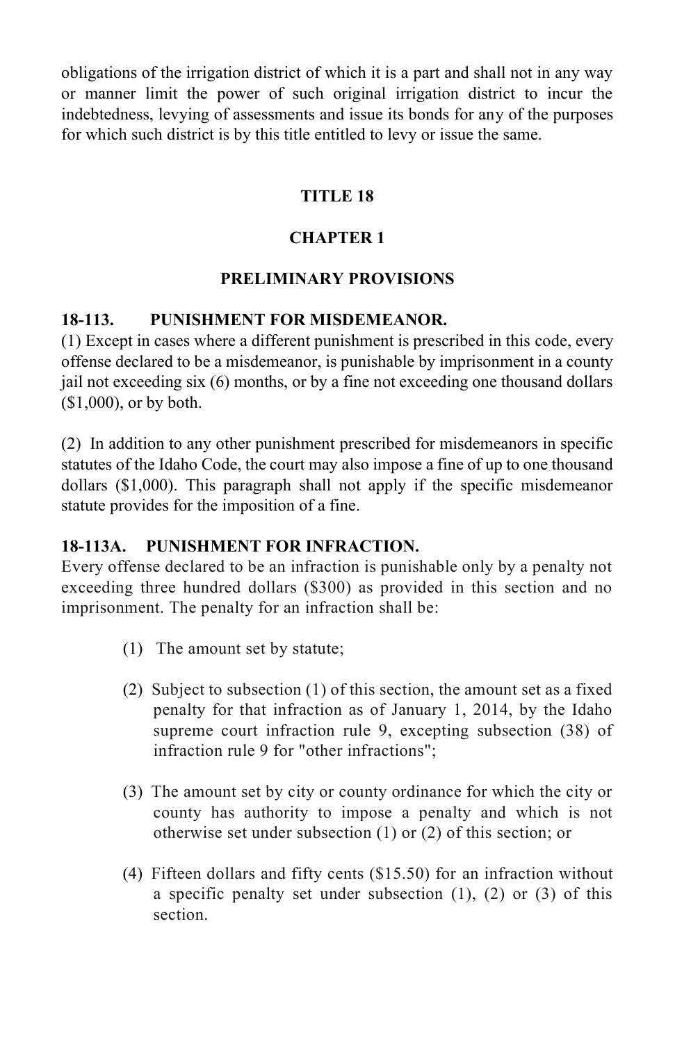obligations of the irrigation district of which it is a part and shall not in any way or manner limit the power of such original irrigation district to incur the indebtedness, levying of assessments and issue its bonds for any of the purposes for which such district is by this title entitled to levy or issue the same.

## TITLE 18

## CHAPTER 1

## PRELIMINARY PROVISIONS

### 18-113. PUNISHMENT FOR MISDEMEANOR.

(1) Except in cases where a different punishment is prescribed in this code, every offense declared to be a misdemeanor, is punishable by imprisonment in a county jail not exceeding six (6) months, or by a fine not exceeding one thousand dollars ($1,000), or by both.

(2) In addition to any other punishment prescribed for misdemeanors in specific statutes of the Idaho Code, the court may also impose a fine of up to one thousand dollars ($1,000). This paragraph shall not apply if the specific misdemeanor statute provides for the imposition of a fine.

### 18-113A. PUNISHMENT FOR INFRACTION.

Every offense declared to be an infraction is punishable only by a penalty not exceeding three hundred dollars ($300) as provided in this section and no imprisonment. The penalty for an infraction shall be:

(1) The amount set by statute;

(2) Subject to subsection (1) of this section, the amount set as a fixed penalty for that infraction as of January 1, 2014, by the Idaho supreme court infraction rule 9, excepting subsection (38) of infraction rule 9 for "other infractions";

(3) The amount set by city or county ordinance for which the city or county has authority to impose a penalty and which is not otherwise set under subsection (1) or (2) of this section; or

(4) Fifteen dollars and fifty cents ($15.50) for an infraction without a specific penalty set under subsection (1), (2) or (3) of this section.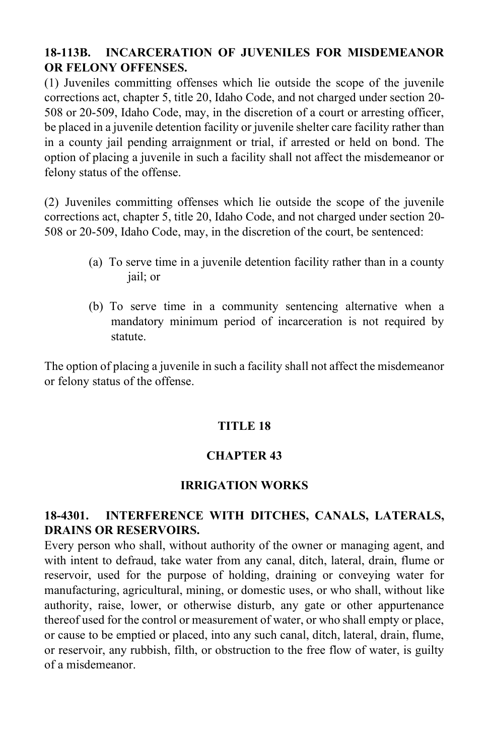**18-113B. INCARCERATION OF JUVENILES FOR MISDEMEANOR OR FELONY OFFENSES.**

(1) Juveniles committing offenses which lie outside the scope of the juvenile corrections act, chapter 5, title 20, Idaho Code, and not charged under section 20-508 or 20-509, Idaho Code, may, in the discretion of a court or arresting officer, be placed in a juvenile detention facility or juvenile shelter care facility rather than in a county jail pending arraignment or trial, if arrested or held on bond. The option of placing a juvenile in such a facility shall not affect the misdemeanor or felony status of the offense.

(2) Juveniles committing offenses which lie outside the scope of the juvenile corrections act, chapter 5, title 20, Idaho Code, and not charged under section 20-508 or 20-509, Idaho Code, may, in the discretion of the court, be sentenced:

(a) To serve time in a juvenile detention facility rather than in a county jail; or

(b) To serve time in a community sentencing alternative when a mandatory minimum period of incarceration is not required by statute.

The option of placing a juvenile in such a facility shall not affect the misdemeanor or felony status of the offense.

## TITLE 18

## CHAPTER 43

## IRRIGATION WORKS

**18-4301. INTERFERENCE WITH DITCHES, CANALS, LATERALS, DRAINS OR RESERVOIRS.**

Every person who shall, without authority of the owner or managing agent, and with intent to defraud, take water from any canal, ditch, lateral, drain, flume or reservoir, used for the purpose of holding, draining or conveying water for manufacturing, agricultural, mining, or domestic uses, or who shall, without like authority, raise, lower, or otherwise disturb, any gate or other appurtenance thereof used for the control or measurement of water, or who shall empty or place, or cause to be emptied or placed, into any such canal, ditch, lateral, drain, flume, or reservoir, any rubbish, filth, or obstruction to the free flow of water, is guilty of a misdemeanor.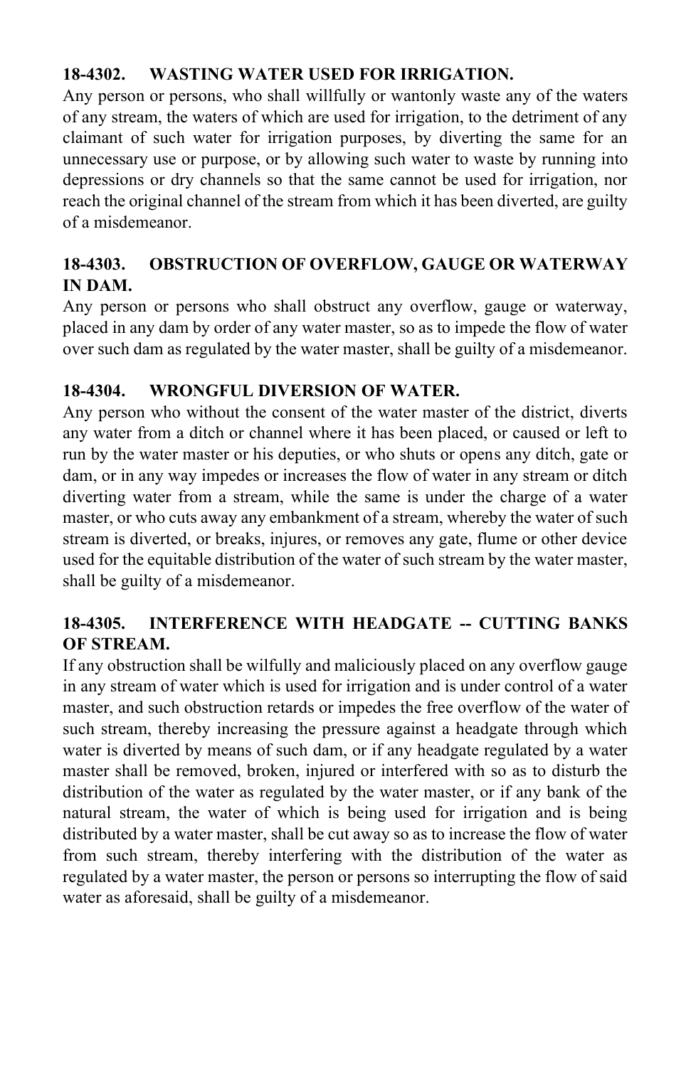**18-4302. WASTING WATER USED FOR IRRIGATION.**

Any person or persons, who shall willfully or wantonly waste any of the waters of any stream, the waters of which are used for irrigation, to the detriment of any claimant of such water for irrigation purposes, by diverting the same for an unnecessary use or purpose, or by allowing such water to waste by running into depressions or dry channels so that the same cannot be used for irrigation, nor reach the original channel of the stream from which it has been diverted, are guilty of a misdemeanor.

**18-4303. OBSTRUCTION OF OVERFLOW, GAUGE OR WATERWAY IN DAM.**

Any person or persons who shall obstruct any overflow, gauge or waterway, placed in any dam by order of any water master, so as to impede the flow of water over such dam as regulated by the water master, shall be guilty of a misdemeanor.

**18-4304. WRONGFUL DIVERSION OF WATER.**

Any person who without the consent of the water master of the district, diverts any water from a ditch or channel where it has been placed, or caused or left to run by the water master or his deputies, or who shuts or opens any ditch, gate or dam, or in any way impedes or increases the flow of water in any stream or ditch diverting water from a stream, while the same is under the charge of a water master, or who cuts away any embankment of a stream, whereby the water of such stream is diverted, or breaks, injures, or removes any gate, flume or other device used for the equitable distribution of the water of such stream by the water master, shall be guilty of a misdemeanor.

**18-4305. INTERFERENCE WITH HEADGATE -- CUTTING BANKS OF STREAM.**

If any obstruction shall be wilfully and maliciously placed on any overflow gauge in any stream of water which is used for irrigation and is under control of a water master, and such obstruction retards or impedes the free overflow of the water of such stream, thereby increasing the pressure against a headgate through which water is diverted by means of such dam, or if any headgate regulated by a water master shall be removed, broken, injured or interfered with so as to disturb the distribution of the water as regulated by the water master, or if any bank of the natural stream, the water of which is being used for irrigation and is being distributed by a water master, shall be cut away so as to increase the flow of water from such stream, thereby interfering with the distribution of the water as regulated by a water master, the person or persons so interrupting the flow of said water as aforesaid, shall be guilty of a misdemeanor.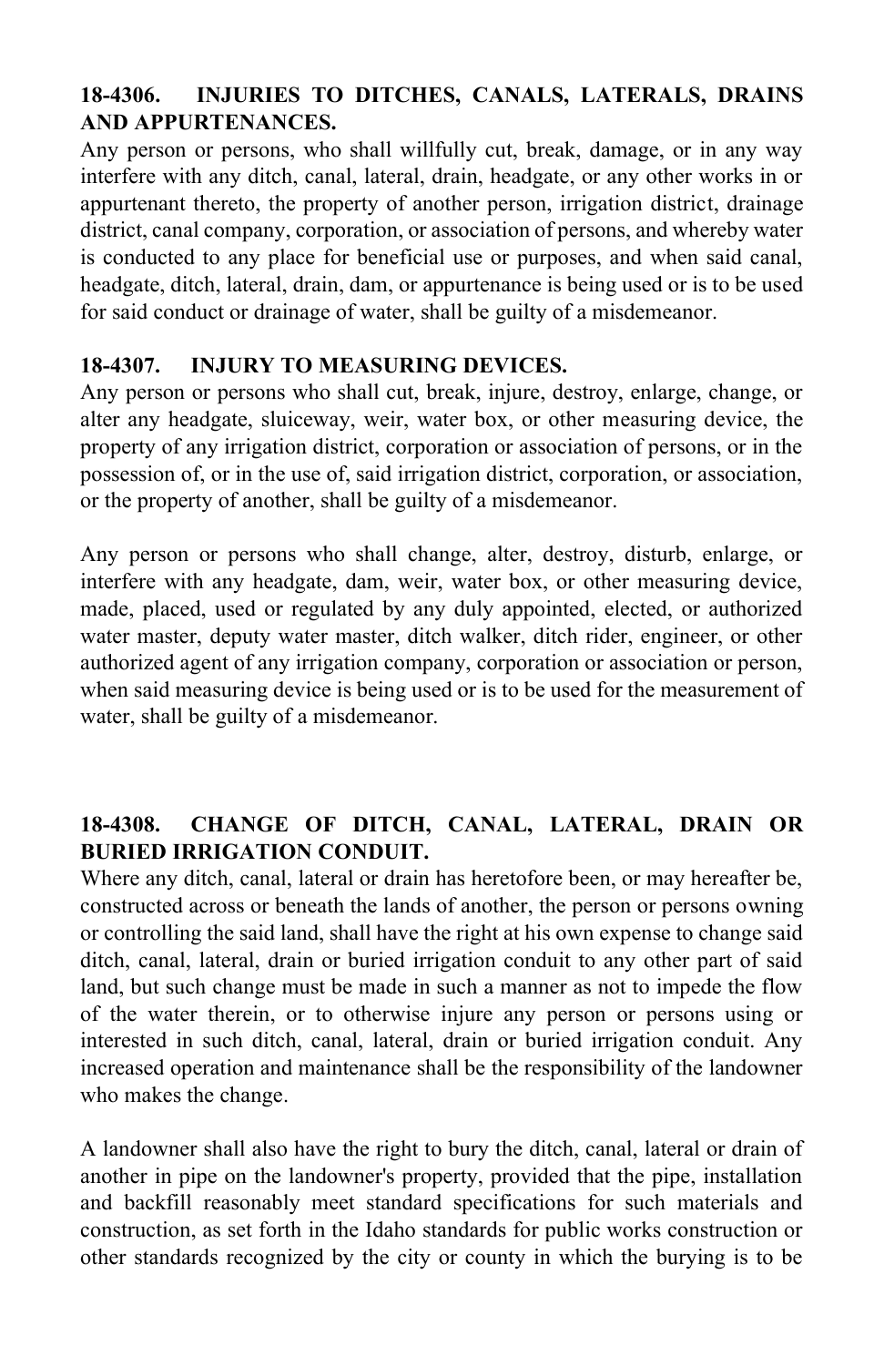**18-4306. INJURIES TO DITCHES, CANALS, LATERALS, DRAINS AND APPURTENANCES.**
Any person or persons, who shall willfully cut, break, damage, or in any way interfere with any ditch, canal, lateral, drain, headgate, or any other works in or appurtenant thereto, the property of another person, irrigation district, drainage district, canal company, corporation, or association of persons, and whereby water is conducted to any place for beneficial use or purposes, and when said canal, headgate, ditch, lateral, drain, dam, or appurtenance is being used or is to be used for said conduct or drainage of water, shall be guilty of a misdemeanor.

**18-4307. INJURY TO MEASURING DEVICES.**
Any person or persons who shall cut, break, injure, destroy, enlarge, change, or alter any headgate, sluiceway, weir, water box, or other measuring device, the property of any irrigation district, corporation or association of persons, or in the possession of, or in the use of, said irrigation district, corporation, or association, or the property of another, shall be guilty of a misdemeanor.

Any person or persons who shall change, alter, destroy, disturb, enlarge, or interfere with any headgate, dam, weir, water box, or other measuring device, made, placed, used or regulated by any duly appointed, elected, or authorized water master, deputy water master, ditch walker, ditch rider, engineer, or other authorized agent of any irrigation company, corporation or association or person, when said measuring device is being used or is to be used for the measurement of water, shall be guilty of a misdemeanor.

**18-4308. CHANGE OF DITCH, CANAL, LATERAL, DRAIN OR BURIED IRRIGATION CONDUIT.**
Where any ditch, canal, lateral or drain has heretofore been, or may hereafter be, constructed across or beneath the lands of another, the person or persons owning or controlling the said land, shall have the right at his own expense to change said ditch, canal, lateral, drain or buried irrigation conduit to any other part of said land, but such change must be made in such a manner as not to impede the flow of the water therein, or to otherwise injure any person or persons using or interested in such ditch, canal, lateral, drain or buried irrigation conduit. Any increased operation and maintenance shall be the responsibility of the landowner who makes the change.

A landowner shall also have the right to bury the ditch, canal, lateral or drain of another in pipe on the landowner's property, provided that the pipe, installation and backfill reasonably meet standard specifications for such materials and construction, as set forth in the Idaho standards for public works construction or other standards recognized by the city or county in which the burying is to be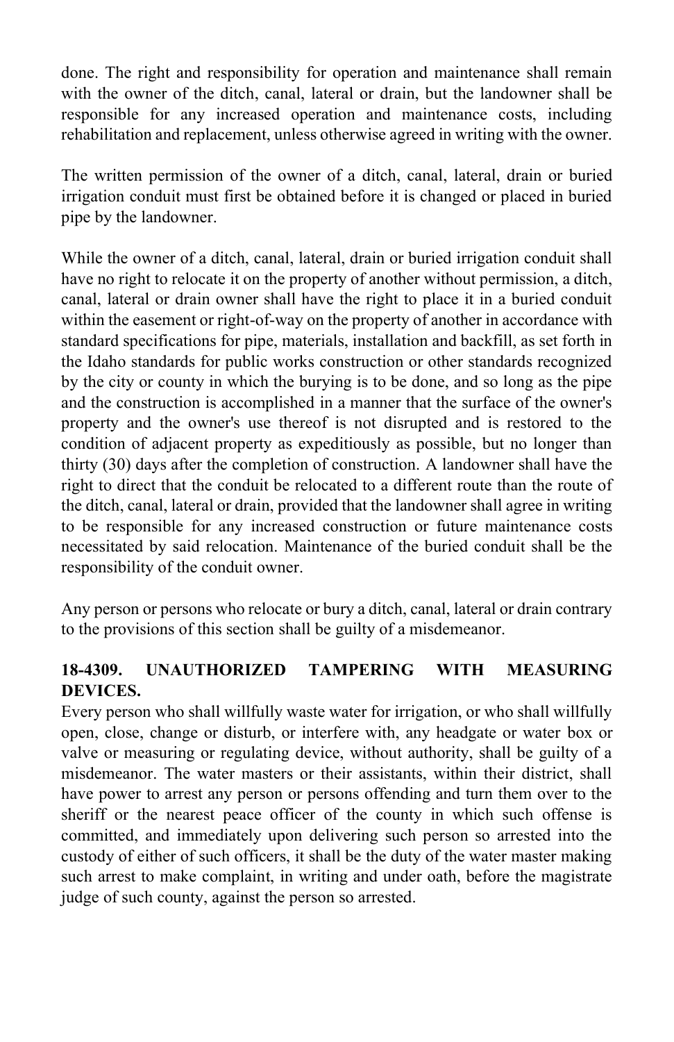done. The right and responsibility for operation and maintenance shall remain with the owner of the ditch, canal, lateral or drain, but the landowner shall be responsible for any increased operation and maintenance costs, including rehabilitation and replacement, unless otherwise agreed in writing with the owner.

The written permission of the owner of a ditch, canal, lateral, drain or buried irrigation conduit must first be obtained before it is changed or placed in buried pipe by the landowner.

While the owner of a ditch, canal, lateral, drain or buried irrigation conduit shall have no right to relocate it on the property of another without permission, a ditch, canal, lateral or drain owner shall have the right to place it in a buried conduit within the easement or right-of-way on the property of another in accordance with standard specifications for pipe, materials, installation and backfill, as set forth in the Idaho standards for public works construction or other standards recognized by the city or county in which the burying is to be done, and so long as the pipe and the construction is accomplished in a manner that the surface of the owner's property and the owner's use thereof is not disrupted and is restored to the condition of adjacent property as expeditiously as possible, but no longer than thirty (30) days after the completion of construction. A landowner shall have the right to direct that the conduit be relocated to a different route than the route of the ditch, canal, lateral or drain, provided that the landowner shall agree in writing to be responsible for any increased construction or future maintenance costs necessitated by said relocation. Maintenance of the buried conduit shall be the responsibility of the conduit owner.

Any person or persons who relocate or bury a ditch, canal, lateral or drain contrary to the provisions of this section shall be guilty of a misdemeanor.

**18-4309. UNAUTHORIZED TAMPERING WITH MEASURING DEVICES.**

Every person who shall willfully waste water for irrigation, or who shall willfully open, close, change or disturb, or interfere with, any headgate or water box or valve or measuring or regulating device, without authority, shall be guilty of a misdemeanor. The water masters or their assistants, within their district, shall have power to arrest any person or persons offending and turn them over to the sheriff or the nearest peace officer of the county in which such offense is committed, and immediately upon delivering such person so arrested into the custody of either of such officers, it shall be the duty of the water master making such arrest to make complaint, in writing and under oath, before the magistrate judge of such county, against the person so arrested.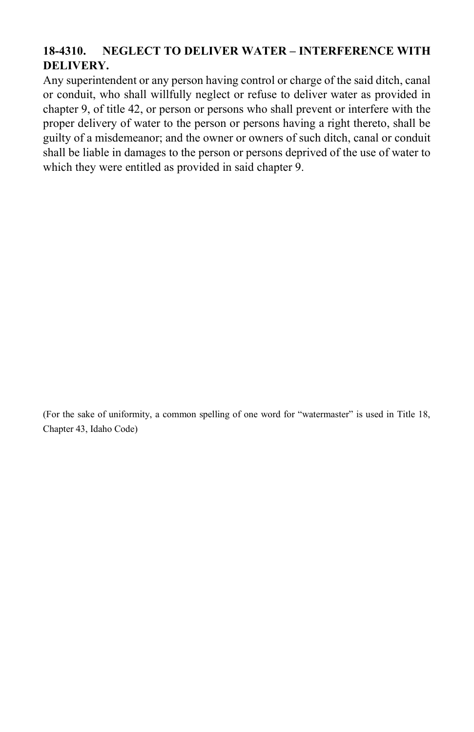**18-4310. NEGLECT TO DELIVER WATER – INTERFERENCE WITH DELIVERY.**

Any superintendent or any person having control or charge of the said ditch, canal or conduit, who shall willfully neglect or refuse to deliver water as provided in chapter 9, of title 42, or person or persons who shall prevent or interfere with the proper delivery of water to the person or persons having a right thereto, shall be guilty of a misdemeanor; and the owner or owners of such ditch, canal or conduit shall be liable in damages to the person or persons deprived of the use of water to which they were entitled as provided in said chapter 9.

(For the sake of uniformity, a common spelling of one word for "watermaster" is used in Title 18, Chapter 43, Idaho Code)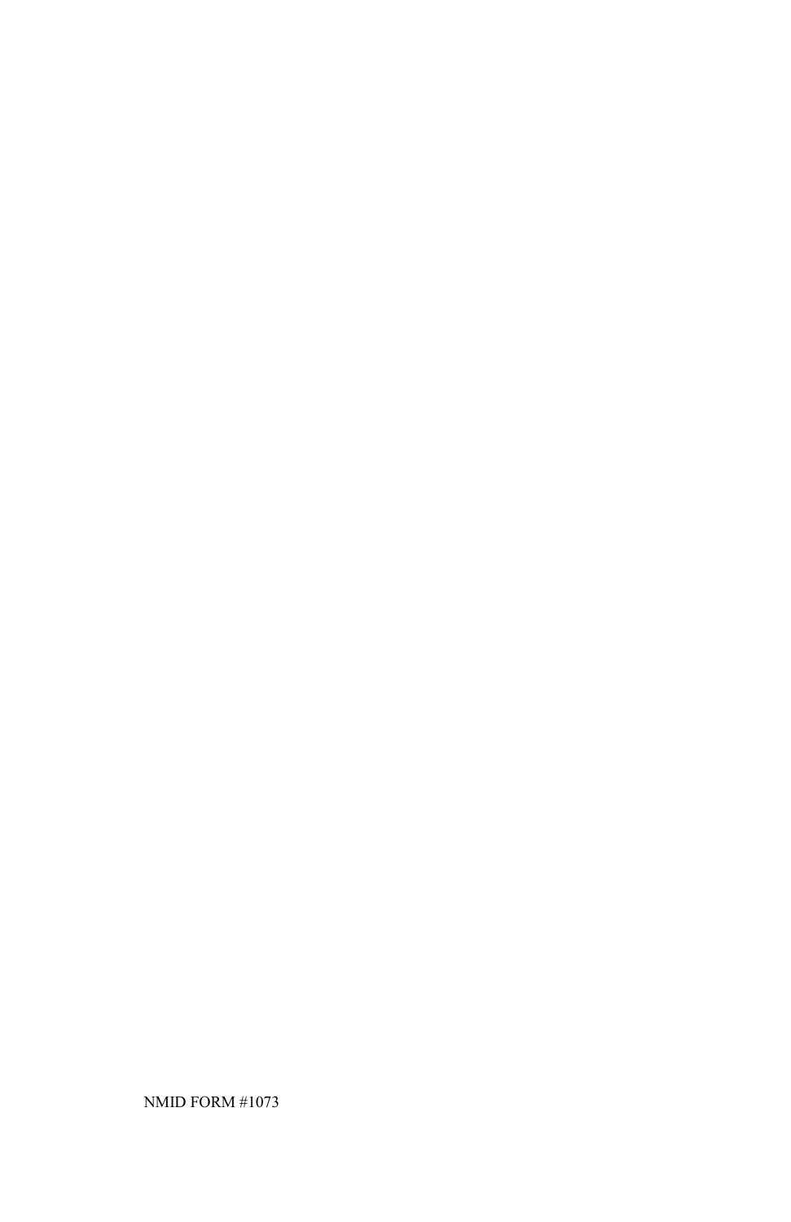NMID FORM #1073